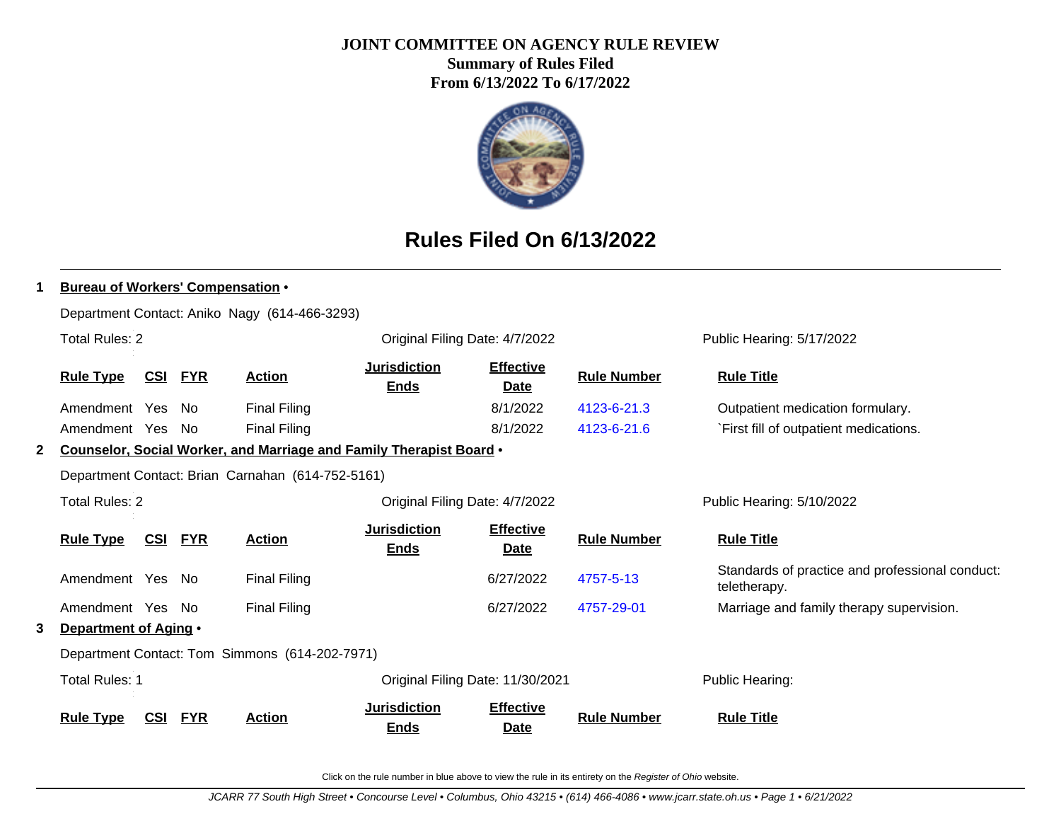# JOINT COMMITTEE ON AGENCY RULE REVIEW

**Summary of Rules Filed**
**From 6/13/2022 To 6/17/2022**

## Rules Filed On 6/13/2022

**1 Bureau of Workers' Compensation •**

Department Contact: Aniko Nagy (614-466-3293)

Total Rules: 2 — Original Filing Date: 4/7/2022 — Public Hearing: 5/17/2022

| Rule Type | CSI | FYR | Action | Jurisdiction Ends | Effective Date | Rule Number | Rule Title |
|---|---|---|---|---|---|---|---|
| Amendment | Yes | No | Final Filing | | 8/1/2022 | 4123-6-21.3 | Outpatient medication formulary. |
| Amendment | Yes | No | Final Filing | | 8/1/2022 | 4123-6-21.6 | `First fill of outpatient medications. |

**2 Counselor, Social Worker, and Marriage and Family Therapist Board •**

Department Contact: Brian Carnahan (614-752-5161)

Total Rules: 2 — Original Filing Date: 4/7/2022 — Public Hearing: 5/10/2022

| Rule Type | CSI | FYR | Action | Jurisdiction Ends | Effective Date | Rule Number | Rule Title |
|---|---|---|---|---|---|---|---|
| Amendment | Yes | No | Final Filing | | 6/27/2022 | 4757-5-13 | Standards of practice and professional conduct: teletherapy. |
| Amendment | Yes | No | Final Filing | | 6/27/2022 | 4757-29-01 | Marriage and family therapy supervision. |

**3 Department of Aging •**

Department Contact: Tom Simmons (614-202-7971)

Total Rules: 1 — Original Filing Date: 11/30/2021 — Public Hearing:

| Rule Type | CSI | FYR | Action | Jurisdiction Ends | Effective Date | Rule Number | Rule Title |
|---|---|---|---|---|---|---|---|

Click on the rule number in blue above to view the rule in its entirety on the *Register of Ohio* website.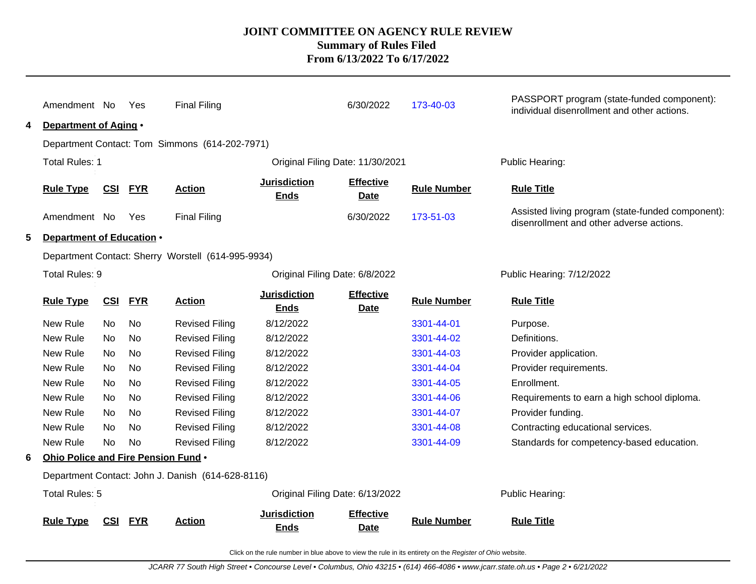| Rule Type | CSI | FYR | Action | Jurisdiction Ends | Effective Date | Rule Number | Rule Title |
|---|---|---|---|---|---|---|---|
| Amendment | No | Yes | Final Filing | | 6/30/2022 | 173-40-03 | PASSPORT program (state-funded component): individual disenrollment and other actions. |

**4 Department of Aging •**

Department Contact: Tom Simmons (614-202-7971)

Total Rules: 1 | Original Filing Date: 11/30/2021 | Public Hearing:

| Rule Type | CSI | FYR | Action | Jurisdiction Ends | Effective Date | Rule Number | Rule Title |
|---|---|---|---|---|---|---|---|
| Amendment | No | Yes | Final Filing | | 6/30/2022 | 173-51-03 | Assisted living program (state-funded component): disenrollment and other adverse actions. |

**5 Department of Education •**

Department Contact: Sherry Worstell (614-995-9934)

Total Rules: 9 | Original Filing Date: 6/8/2022 | Public Hearing: 7/12/2022

| Rule Type | CSI | FYR | Action | Jurisdiction Ends | Effective Date | Rule Number | Rule Title |
|---|---|---|---|---|---|---|---|
| New Rule | No | No | Revised Filing | 8/12/2022 | | 3301-44-01 | Purpose. |
| New Rule | No | No | Revised Filing | 8/12/2022 | | 3301-44-02 | Definitions. |
| New Rule | No | No | Revised Filing | 8/12/2022 | | 3301-44-03 | Provider application. |
| New Rule | No | No | Revised Filing | 8/12/2022 | | 3301-44-04 | Provider requirements. |
| New Rule | No | No | Revised Filing | 8/12/2022 | | 3301-44-05 | Enrollment. |
| New Rule | No | No | Revised Filing | 8/12/2022 | | 3301-44-06 | Requirements to earn a high school diploma. |
| New Rule | No | No | Revised Filing | 8/12/2022 | | 3301-44-07 | Provider funding. |
| New Rule | No | No | Revised Filing | 8/12/2022 | | 3301-44-08 | Contracting educational services. |
| New Rule | No | No | Revised Filing | 8/12/2022 | | 3301-44-09 | Standards for competency-based education. |

**6 Ohio Police and Fire Pension Fund •**

Department Contact: John J. Danish (614-628-8116)

Total Rules: 5 | Original Filing Date: 6/13/2022 | Public Hearing:

| Rule Type | CSI | FYR | Action | Jurisdiction Ends | Effective Date | Rule Number | Rule Title |
|---|---|---|---|---|---|---|---|

Click on the rule number in blue above to view the rule in its entirety on the *Register of Ohio* website.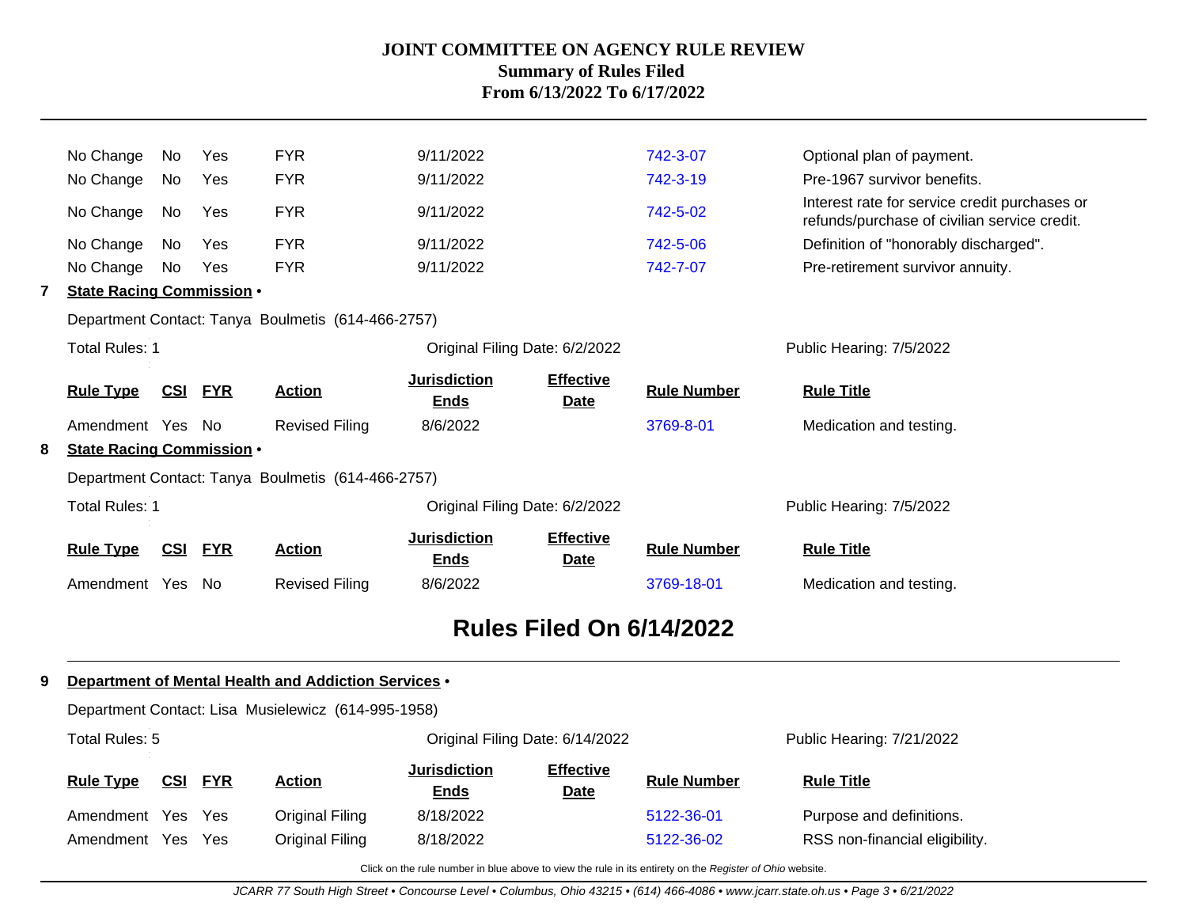| | | | | | | | |
|---|---|---|---|---|---|---|---|
| No Change | No | Yes | FYR | 9/11/2022 | | 742-3-07 | Optional plan of payment. |
| No Change | No | Yes | FYR | 9/11/2022 | | 742-3-19 | Pre-1967 survivor benefits. |
| No Change | No | Yes | FYR | 9/11/2022 | | 742-5-02 | Interest rate for service credit purchases or refunds/purchase of civilian service credit. |
| No Change | No | Yes | FYR | 9/11/2022 | | 742-5-06 | Definition of "honorably discharged". |
| No Change | No | Yes | FYR | 9/11/2022 | | 742-7-07 | Pre-retirement survivor annuity. |

**7 State Racing Commission •**

Department Contact: Tanya Boulmetis (614-466-2757)

Total Rules: 1 | Original Filing Date: 6/2/2022 | Public Hearing: 7/5/2022

| Rule Type | CSI | FYR | Action | Jurisdiction Ends | Effective Date | Rule Number | Rule Title |
|---|---|---|---|---|---|---|---|
| Amendment | Yes | No | Revised Filing | 8/6/2022 | | 3769-8-01 | Medication and testing. |

**8 State Racing Commission •**

Department Contact: Tanya Boulmetis (614-466-2757)

Total Rules: 1 | Original Filing Date: 6/2/2022 | Public Hearing: 7/5/2022

| Rule Type | CSI | FYR | Action | Jurisdiction Ends | Effective Date | Rule Number | Rule Title |
|---|---|---|---|---|---|---|---|
| Amendment | Yes | No | Revised Filing | 8/6/2022 | | 3769-18-01 | Medication and testing. |

## Rules Filed On 6/14/2022

**9 Department of Mental Health and Addiction Services •**

Department Contact: Lisa Musielewicz (614-995-1958)

Total Rules: 5 | Original Filing Date: 6/14/2022 | Public Hearing: 7/21/2022

| Rule Type | CSI | FYR | Action | Jurisdiction Ends | Effective Date | Rule Number | Rule Title |
|---|---|---|---|---|---|---|---|
| Amendment | Yes | Yes | Original Filing | 8/18/2022 | | 5122-36-01 | Purpose and definitions. |
| Amendment | Yes | Yes | Original Filing | 8/18/2022 | | 5122-36-02 | RSS non-financial eligibility. |

Click on the rule number in blue above to view the rule in its entirety on the *Register of Ohio* website.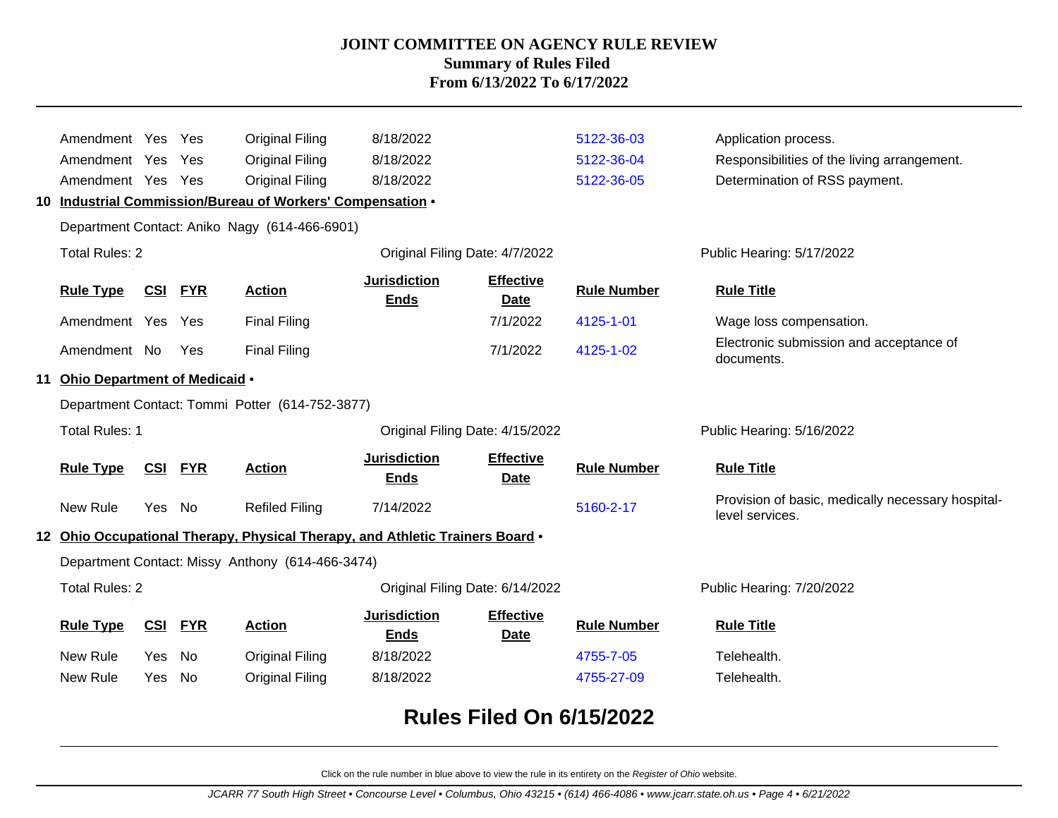# JOINT COMMITTEE ON AGENCY RULE REVIEW
## Summary of Rules Filed
## From 6/13/2022 To 6/17/2022

| Rule Type | CSI | FYR | Action | Jurisdiction Ends | Effective Date | Rule Number | Rule Title |
|---|---|---|---|---|---|---|---|
| Amendment | Yes | Yes | Original Filing | 8/18/2022 | | 5122-36-03 | Application process. |
| Amendment | Yes | Yes | Original Filing | 8/18/2022 | | 5122-36-04 | Responsibilities of the living arrangement. |
| Amendment | Yes | Yes | Original Filing | 8/18/2022 | | 5122-36-05 | Determination of RSS payment. |

### 10 Industrial Commission/Bureau of Workers' Compensation •

Department Contact: Aniko Nagy (614-466-6901)

Total Rules: 2 | Original Filing Date: 4/7/2022 | Public Hearing: 5/17/2022

| Rule Type | CSI | FYR | Action | Jurisdiction Ends | Effective Date | Rule Number | Rule Title |
|---|---|---|---|---|---|---|---|
| Amendment | Yes | Yes | Final Filing | | 7/1/2022 | 4125-1-01 | Wage loss compensation. |
| Amendment | No | Yes | Final Filing | | 7/1/2022 | 4125-1-02 | Electronic submission and acceptance of documents. |

### 11 Ohio Department of Medicaid •

Department Contact: Tommi Potter (614-752-3877)

Total Rules: 1 | Original Filing Date: 4/15/2022 | Public Hearing: 5/16/2022

| Rule Type | CSI | FYR | Action | Jurisdiction Ends | Effective Date | Rule Number | Rule Title |
|---|---|---|---|---|---|---|---|
| New Rule | Yes | No | Refiled Filing | 7/14/2022 | | 5160-2-17 | Provision of basic, medically necessary hospital-level services. |

### 12 Ohio Occupational Therapy, Physical Therapy, and Athletic Trainers Board •

Department Contact: Missy Anthony (614-466-3474)

Total Rules: 2 | Original Filing Date: 6/14/2022 | Public Hearing: 7/20/2022

| Rule Type | CSI | FYR | Action | Jurisdiction Ends | Effective Date | Rule Number | Rule Title |
|---|---|---|---|---|---|---|---|
| New Rule | Yes | No | Original Filing | 8/18/2022 | | 4755-7-05 | Telehealth. |
| New Rule | Yes | No | Original Filing | 8/18/2022 | | 4755-27-09 | Telehealth. |

## Rules Filed On 6/15/2022

Click on the rule number in blue above to view the rule in its entirety on the *Register of Ohio* website.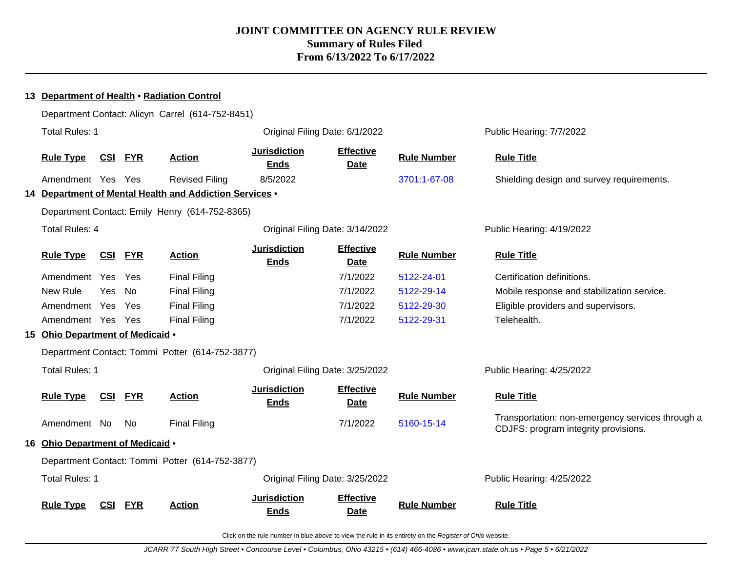# JOINT COMMITTEE ON AGENCY RULE REVIEW
## Summary of Rules Filed
## From 6/13/2022 To 6/17/2022

### 13 Department of Health • Radiation Control

Department Contact: Alicyn Carrel (614-752-8451)

Total Rules: 1 | Original Filing Date: 6/1/2022 | Public Hearing: 7/7/2022

| Rule Type | CSI | FYR | Action | Jurisdiction Ends | Effective Date | Rule Number | Rule Title |
|---|---|---|---|---|---|---|---|
| Amendment | Yes | Yes | Revised Filing | 8/5/2022 | | 3701:1-67-08 | Shielding design and survey requirements. |

### 14 Department of Mental Health and Addiction Services •

Department Contact: Emily Henry (614-752-8365)

Total Rules: 4 | Original Filing Date: 3/14/2022 | Public Hearing: 4/19/2022

| Rule Type | CSI | FYR | Action | Jurisdiction Ends | Effective Date | Rule Number | Rule Title |
|---|---|---|---|---|---|---|---|
| Amendment | Yes | Yes | Final Filing | | 7/1/2022 | 5122-24-01 | Certification definitions. |
| New Rule | Yes | No | Final Filing | | 7/1/2022 | 5122-29-14 | Mobile response and stabilization service. |
| Amendment | Yes | Yes | Final Filing | | 7/1/2022 | 5122-29-30 | Eligible providers and supervisors. |
| Amendment | Yes | Yes | Final Filing | | 7/1/2022 | 5122-29-31 | Telehealth. |

### 15 Ohio Department of Medicaid •

Department Contact: Tommi Potter (614-752-3877)

Total Rules: 1 | Original Filing Date: 3/25/2022 | Public Hearing: 4/25/2022

| Rule Type | CSI | FYR | Action | Jurisdiction Ends | Effective Date | Rule Number | Rule Title |
|---|---|---|---|---|---|---|---|
| Amendment | No | No | Final Filing | | 7/1/2022 | 5160-15-14 | Transportation: non-emergency services through a CDJFS: program integrity provisions. |

### 16 Ohio Department of Medicaid •

Department Contact: Tommi Potter (614-752-3877)

Total Rules: 1 | Original Filing Date: 3/25/2022 | Public Hearing: 4/25/2022

| Rule Type | CSI | FYR | Action | Jurisdiction Ends | Effective Date | Rule Number | Rule Title |
|---|---|---|---|---|---|---|---|

Click on the rule number in blue above to view the rule in its entirety on the *Register of Ohio* website.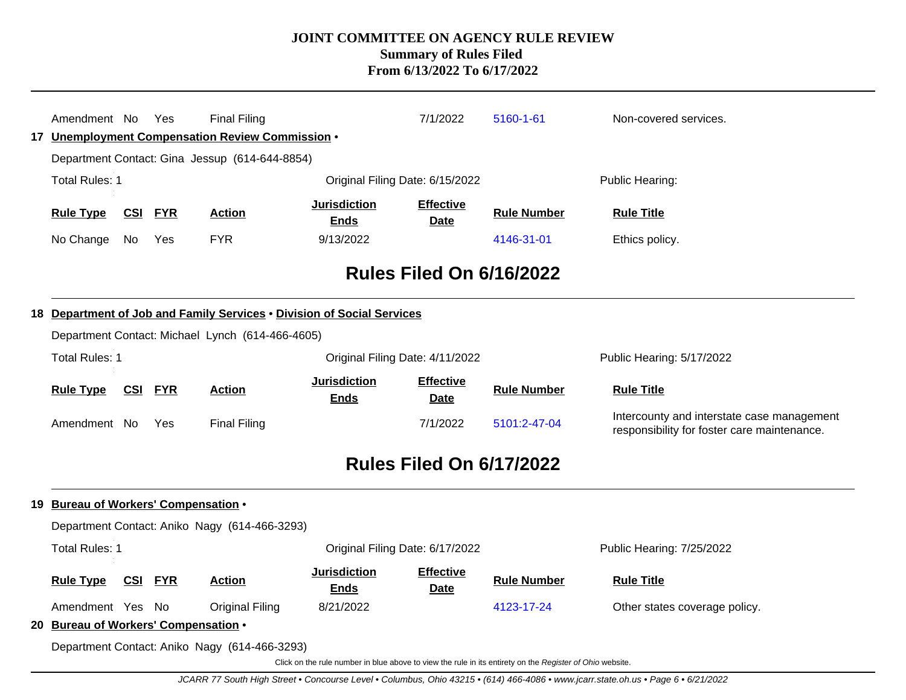| Rule Type | CSI | FYR | Action | Jurisdiction Ends | Effective Date | Rule Number | Rule Title |
|---|---|---|---|---|---|---|---|
| Amendment | No | Yes | Final Filing | | 7/1/2022 | 5160-1-61 | Non-covered services. |

**17 Unemployment Compensation Review Commission •**

Department Contact: Gina Jessup (614-644-8854)

Total Rules: 1 | Original Filing Date: 6/15/2022 | Public Hearing:

| Rule Type | CSI | FYR | Action | Jurisdiction Ends | Effective Date | Rule Number | Rule Title |
|---|---|---|---|---|---|---|---|
| No Change | No | Yes | FYR | 9/13/2022 | | 4146-31-01 | Ethics policy. |

## Rules Filed On 6/16/2022

**18 Department of Job and Family Services • Division of Social Services**

Department Contact: Michael Lynch (614-466-4605)

Total Rules: 1 | Original Filing Date: 4/11/2022 | Public Hearing: 5/17/2022

| Rule Type | CSI | FYR | Action | Jurisdiction Ends | Effective Date | Rule Number | Rule Title |
|---|---|---|---|---|---|---|---|
| Amendment | No | Yes | Final Filing | | 7/1/2022 | 5101:2-47-04 | Intercounty and interstate case management responsibility for foster care maintenance. |

## Rules Filed On 6/17/2022

**19 Bureau of Workers' Compensation •**

Department Contact: Aniko Nagy (614-466-3293)

Total Rules: 1 | Original Filing Date: 6/17/2022 | Public Hearing: 7/25/2022

| Rule Type | CSI | FYR | Action | Jurisdiction Ends | Effective Date | Rule Number | Rule Title |
|---|---|---|---|---|---|---|---|
| Amendment | Yes | No | Original Filing | 8/21/2022 | | 4123-17-24 | Other states coverage policy. |

**20 Bureau of Workers' Compensation •**

Department Contact: Aniko Nagy (614-466-3293)

Click on the rule number in blue above to view the rule in its entirety on the *Register of Ohio* website.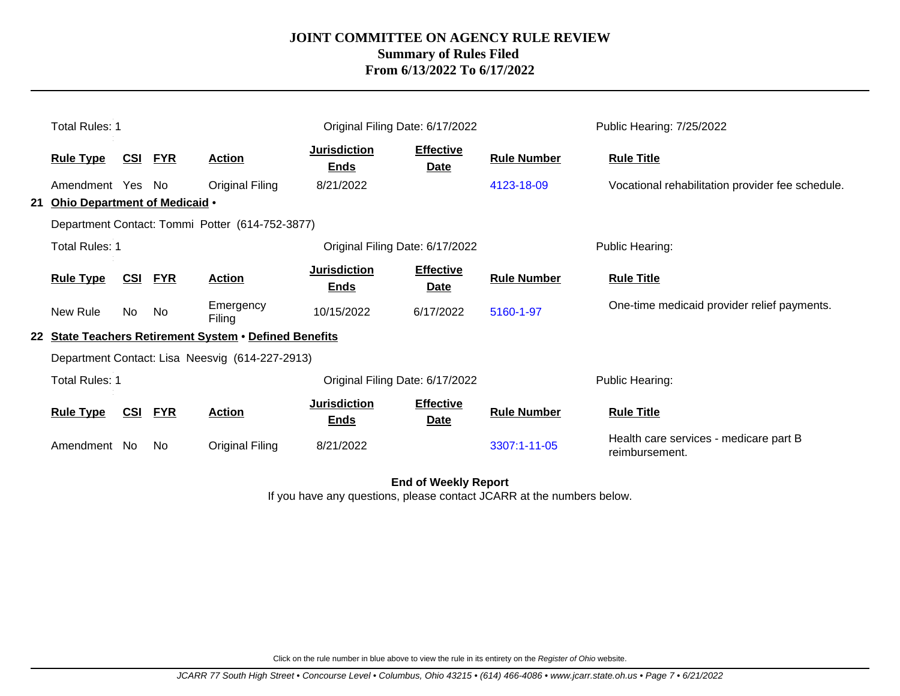# JOINT COMMITTEE ON AGENCY RULE REVIEW
## Summary of Rules Filed
## From 6/13/2022 To 6/17/2022

Total Rules: 1 | Original Filing Date: 6/17/2022 | Public Hearing: 7/25/2022

| Rule Type | CSI | FYR | Action | Jurisdiction Ends | Effective Date | Rule Number | Rule Title |
|---|---|---|---|---|---|---|---|
| Amendment | Yes | No | Original Filing | 8/21/2022 | | 4123-18-09 | Vocational rehabilitation provider fee schedule. |

**21 Ohio Department of Medicaid •**

Department Contact: Tommi Potter (614-752-3877)

Total Rules: 1 | Original Filing Date: 6/17/2022 | Public Hearing:

| Rule Type | CSI | FYR | Action | Jurisdiction Ends | Effective Date | Rule Number | Rule Title |
|---|---|---|---|---|---|---|---|
| New Rule | No | No | Emergency Filing | 10/15/2022 | 6/17/2022 | 5160-1-97 | One-time medicaid provider relief payments. |

**22 State Teachers Retirement System • Defined Benefits**

Department Contact: Lisa Neesvig (614-227-2913)

Total Rules: 1 | Original Filing Date: 6/17/2022 | Public Hearing:

| Rule Type | CSI | FYR | Action | Jurisdiction Ends | Effective Date | Rule Number | Rule Title |
|---|---|---|---|---|---|---|---|
| Amendment | No | No | Original Filing | 8/21/2022 | | 3307:1-11-05 | Health care services - medicare part B reimbursement. |

**End of Weekly Report**

If you have any questions, please contact JCARR at the numbers below.

Click on the rule number in blue above to view the rule in its entirety on the *Register of Ohio* website.

*JCARR 77 South High Street • Concourse Level • Columbus, Ohio 43215 • (614) 466-4086 • www.jcarr.state.oh.us • 6/21/2022*